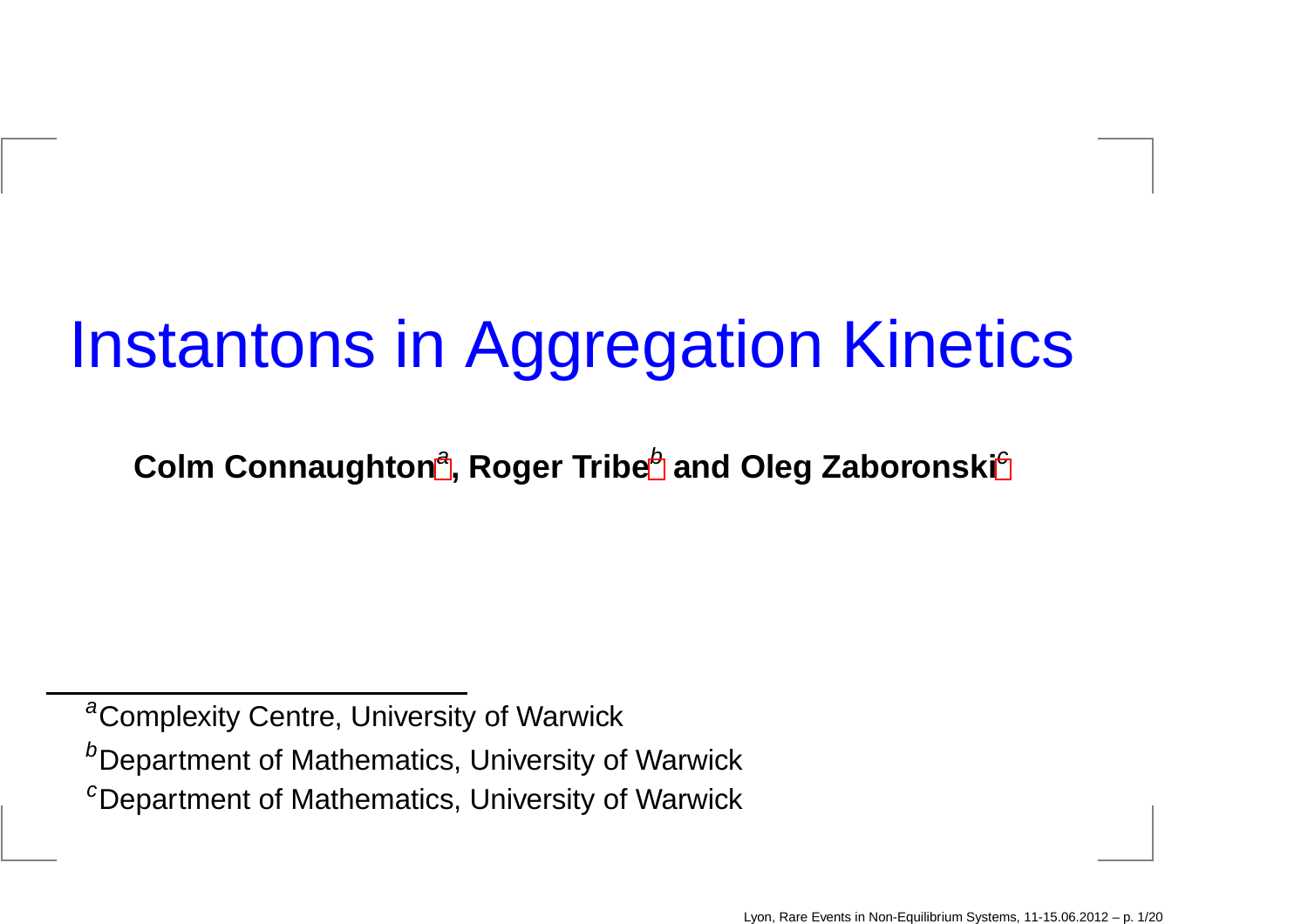# Instantons in Aggregation Kinetics

**Colm Connaughton[a], Roger Tribe[b] and Oleg Zaboronski[c]**

[a]Complexity Centre, University of Warwick

[b]Department of Mathematics, University of Warwick

[c]Department of Mathematics, University of Warwick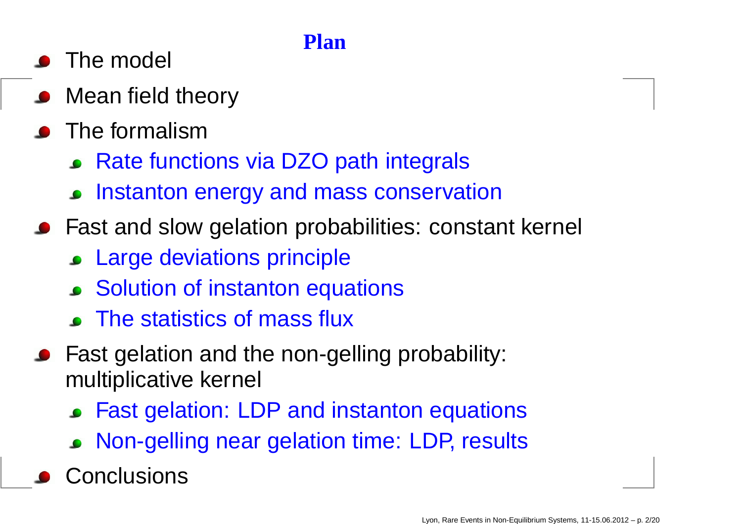# Plan

- The model
- Mean field theory
- The formalism
  - Rate functions via DZO path integrals
  - Instanton energy and mass conservation
- Fast and slow gelation probabilities: constant kernel
  - Large deviations principle
  - Solution of instanton equations
  - The statistics of mass flux
- Fast gelation and the non-gelling probability: multiplicative kernel
  - Fast gelation: LDP and instanton equations
  - Non-gelling near gelation time: LDP, results
- Conclusions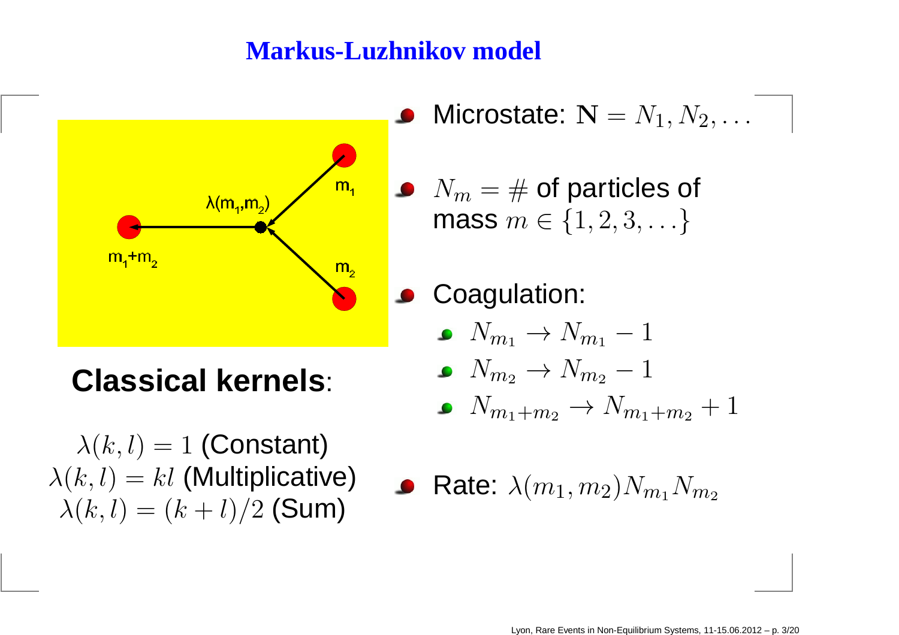# Markus-Luzhnikov model

## Classical kernels:

$\lambda(k,l) = 1$ (Constant)
$\lambda(k,l) = kl$ (Multiplicative)
$\lambda(k,l) = (k+l)/2$ (Sum)

- Microstate: $\mathbf{N} = N_1, N_2, \ldots$
- $N_m = \#$ of particles of mass $m \in \{1, 2, 3, \ldots\}$
- Coagulation:
  - $N_{m_1} \to N_{m_1} - 1$
  - $N_{m_2} \to N_{m_2} - 1$
  - $N_{m_1+m_2} \to N_{m_1+m_2} + 1$
- Rate: $\lambda(m_1, m_2) N_{m_1} N_{m_2}$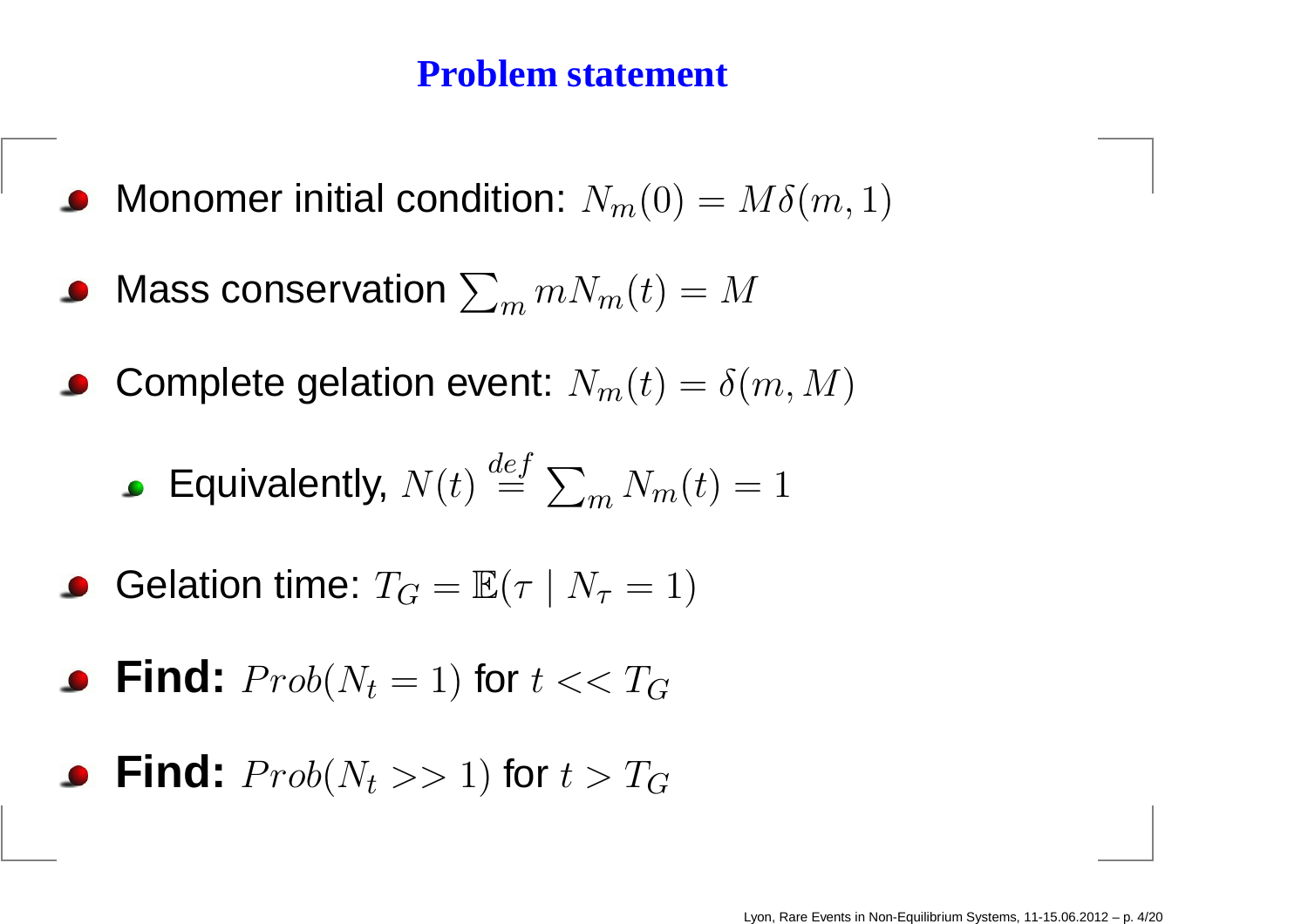## Problem statement

- Monomer initial condition: $N_m(0) = M\delta(m, 1)$
- Mass conservation $\sum_m mN_m(t) = M$
- Complete gelation event: $N_m(t) = \delta(m, M)$
  - Equivalently, $N(t) \stackrel{def}{=} \sum_m N_m(t) = 1$
- Gelation time: $T_G = \mathbb{E}(\tau \mid N_\tau = 1)$
- **Find:** $Prob(N_t = 1)$ for $t << T_G$
- **Find:** $Prob(N_t >> 1)$ for $t > T_G$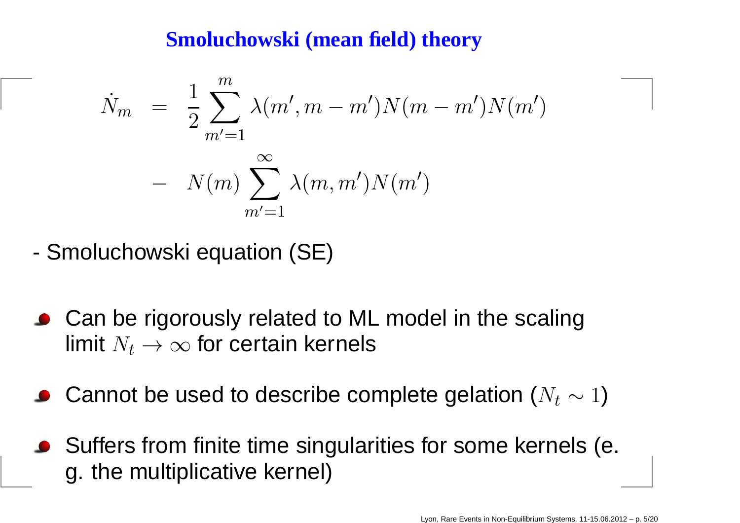## Smoluchowski (mean field) theory

$$
\begin{aligned}
\dot{N}_m &= \frac{1}{2}\sum_{m'=1}^{m} \lambda(m', m-m') N(m-m') N(m') \\
&- N(m) \sum_{m'=1}^{\infty} \lambda(m, m') N(m')
\end{aligned}
$$

- Smoluchowski equation (SE)

- Can be rigorously related to ML model in the scaling limit $N_t \to \infty$ for certain kernels
- Cannot be used to describe complete gelation ($N_t \sim 1$)
- Suffers from finite time singularities for some kernels (e. g. the multiplicative kernel)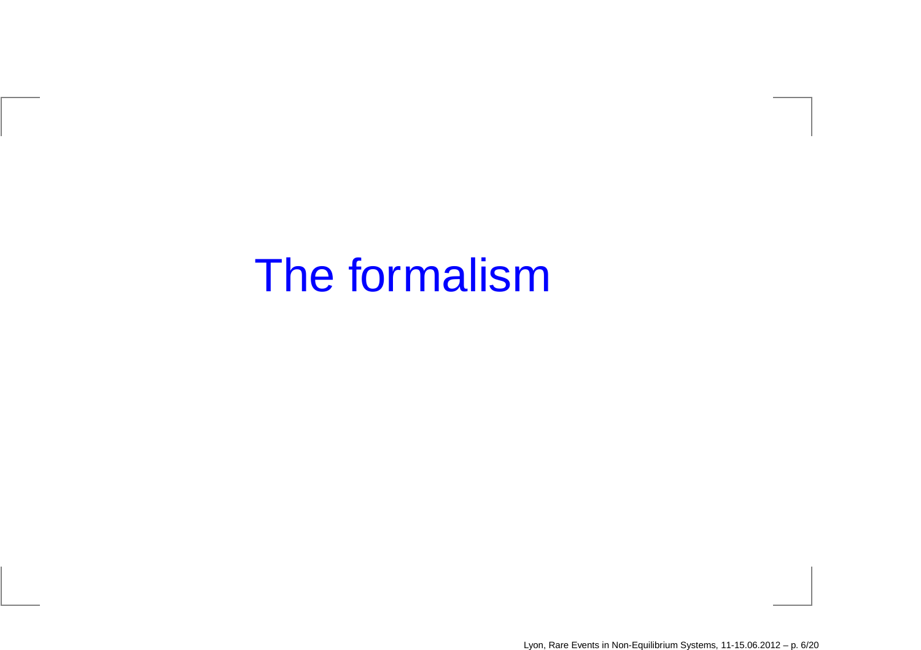# The formalism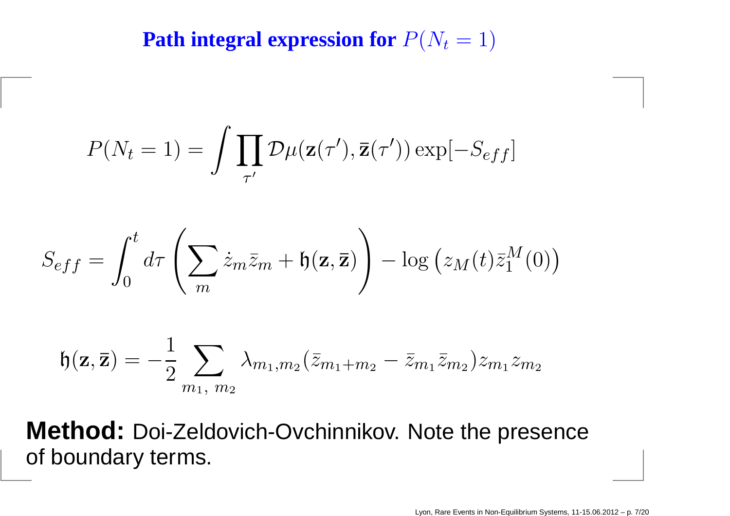## Path integral expression for $P(N_t = 1)$

$$P(N_t = 1) = \int \prod_{\tau'} \mathcal{D}\mu(\mathbf{z}(\tau'), \bar{\mathbf{z}}(\tau')) \exp[-S_{eff}]$$

$$S_{eff} = \int_0^t d\tau \left( \sum_m \dot{z}_m \bar{z}_m + \mathfrak{h}(\mathbf{z}, \bar{\mathbf{z}}) \right) - \log \left( z_M(t) \bar{z}_1^M(0) \right)$$

$$\mathfrak{h}(\mathbf{z}, \bar{\mathbf{z}}) = -\frac{1}{2} \sum_{m_1,\, m_2} \lambda_{m_1, m_2} (\bar{z}_{m_1+m_2} - \bar{z}_{m_1} \bar{z}_{m_2}) z_{m_1} z_{m_2}$$

**Method:** Doi-Zeldovich-Ovchinnikov. Note the presence of boundary terms.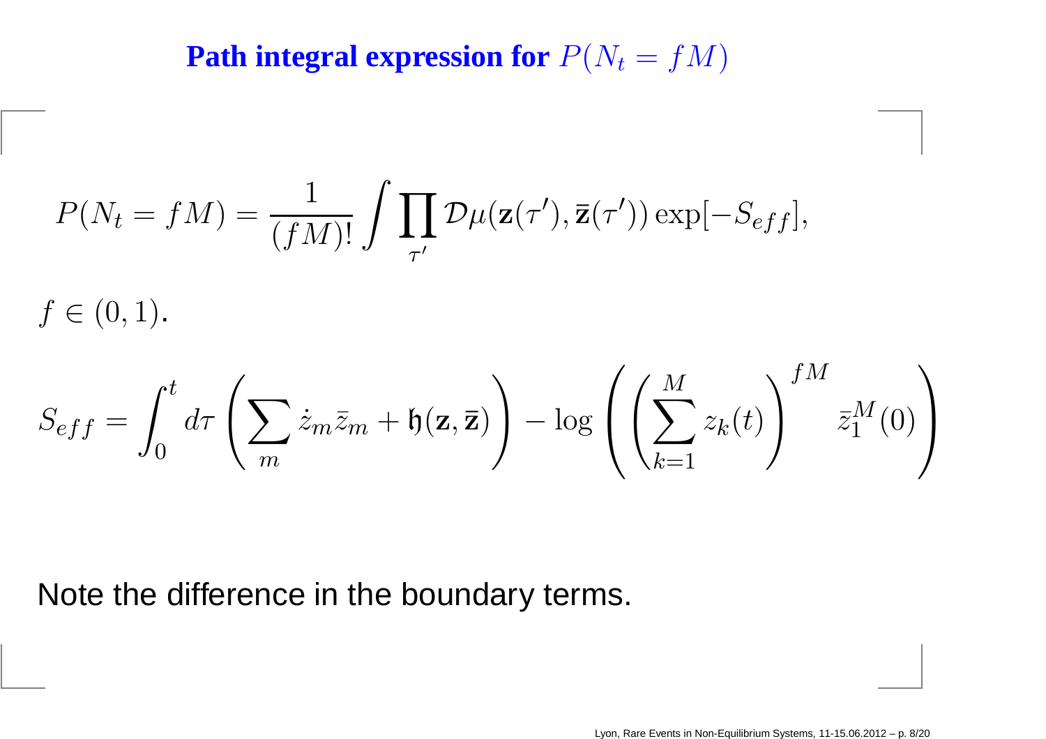## Path integral expression for $P(N_t = fM)$

$$P(N_t = fM) = \frac{1}{(fM)!} \int \prod_{\tau'} \mathcal{D}\mu(\mathbf{z}(\tau'), \bar{\mathbf{z}}(\tau')) \exp[-S_{eff}],$$

$f \in (0, 1)$.

$$S_{eff} = \int_0^t d\tau \left( \sum_m \dot{z}_m \bar{z}_m + \mathfrak{h}(\mathbf{z}, \bar{\mathbf{z}}) \right) - \log \left( \left( \sum_{k=1}^{M} z_k(t) \right)^{fM} \bar{z}_1^M(0) \right)$$

Note the difference in the boundary terms.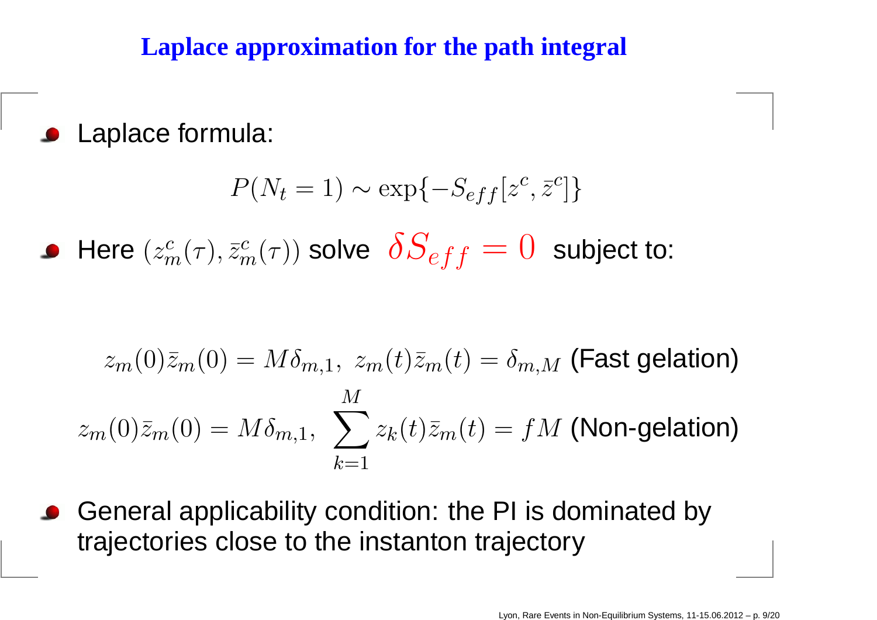## Laplace approximation for the path integral

- Laplace formula:

$$P(N_t = 1) \sim \exp\{-S_{eff}[z^c, \bar{z}^c]\}$$

- Here $(z^c_m(\tau), \bar{z}^c_m(\tau))$ solve $\delta S_{eff} = 0$ subject to:

$$z_m(0)\bar{z}_m(0) = M\delta_{m,1},\ z_m(t)\bar{z}_m(t) = \delta_{m,M} \text{ (Fast gelation)}$$

$$z_m(0)\bar{z}_m(0) = M\delta_{m,1},\ \sum_{k=1}^{M} z_k(t)\bar{z}_m(t) = fM \text{ (Non-gelation)}$$

- General applicability condition: the PI is dominated by trajectories close to the instanton trajectory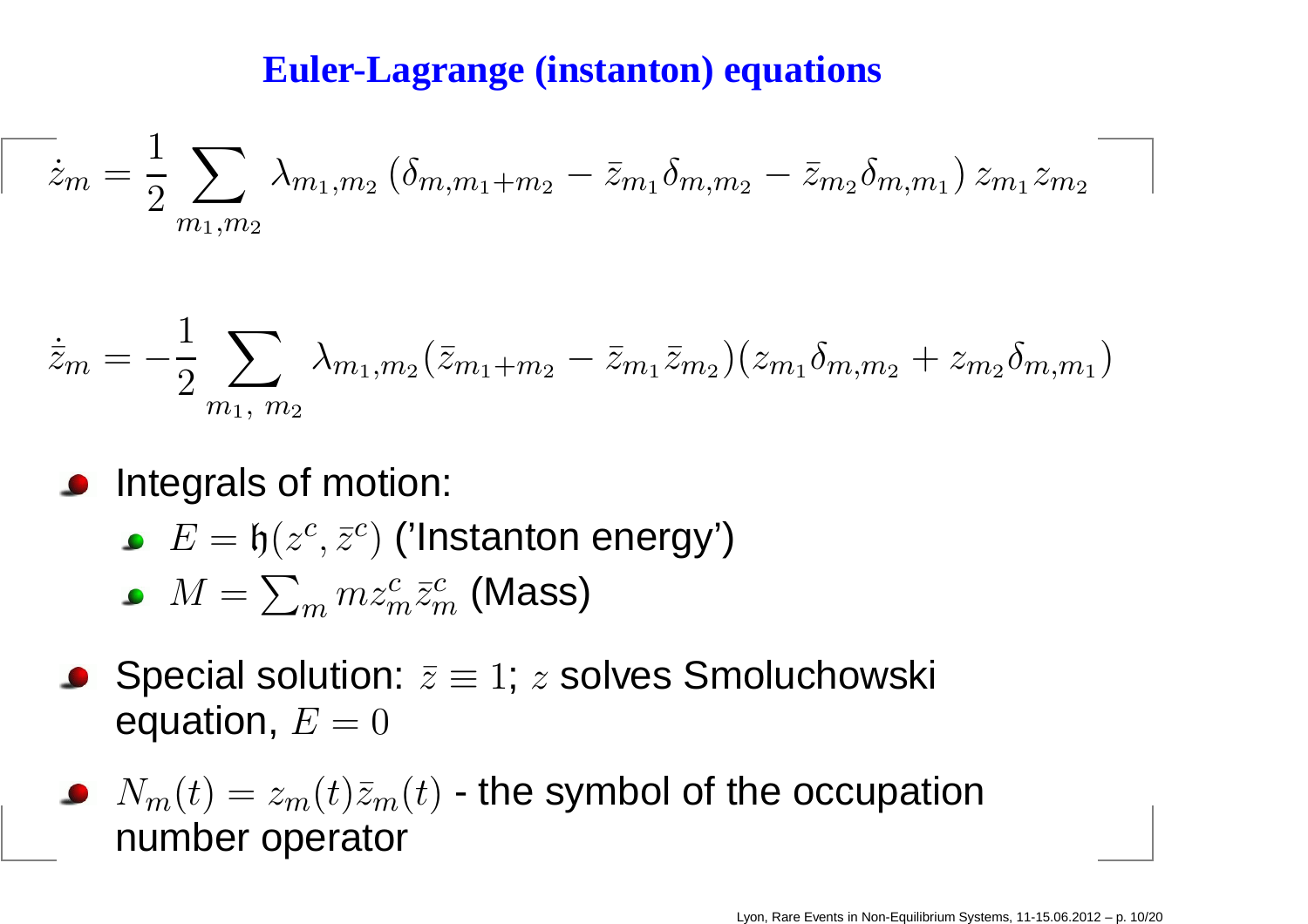## Euler-Lagrange (instanton) equations

$$\dot{z}_m = \frac{1}{2} \sum_{m_1, m_2} \lambda_{m_1, m_2} \left( \delta_{m, m_1 + m_2} - \bar{z}_{m_1} \delta_{m, m_2} - \bar{z}_{m_2} \delta_{m, m_1} \right) z_{m_1} z_{m_2}$$

$$\dot{\bar{z}}_m = -\frac{1}{2} \sum_{m_1,\, m_2} \lambda_{m_1, m_2} (\bar{z}_{m_1 + m_2} - \bar{z}_{m_1} \bar{z}_{m_2})(z_{m_1} \delta_{m, m_2} + z_{m_2} \delta_{m, m_1})$$

- Integrals of motion:
  - $E = \mathfrak{h}(z^c, \bar{z}^c)$ ('Instanton energy')
  - $M = \sum_m m z^c_m \bar{z}^c_m$ (Mass)
- Special solution: $\bar{z} \equiv 1$; $z$ solves Smoluchowski equation, $E = 0$
- $N_m(t) = z_m(t) \bar{z}_m(t)$ - the symbol of the occupation number operator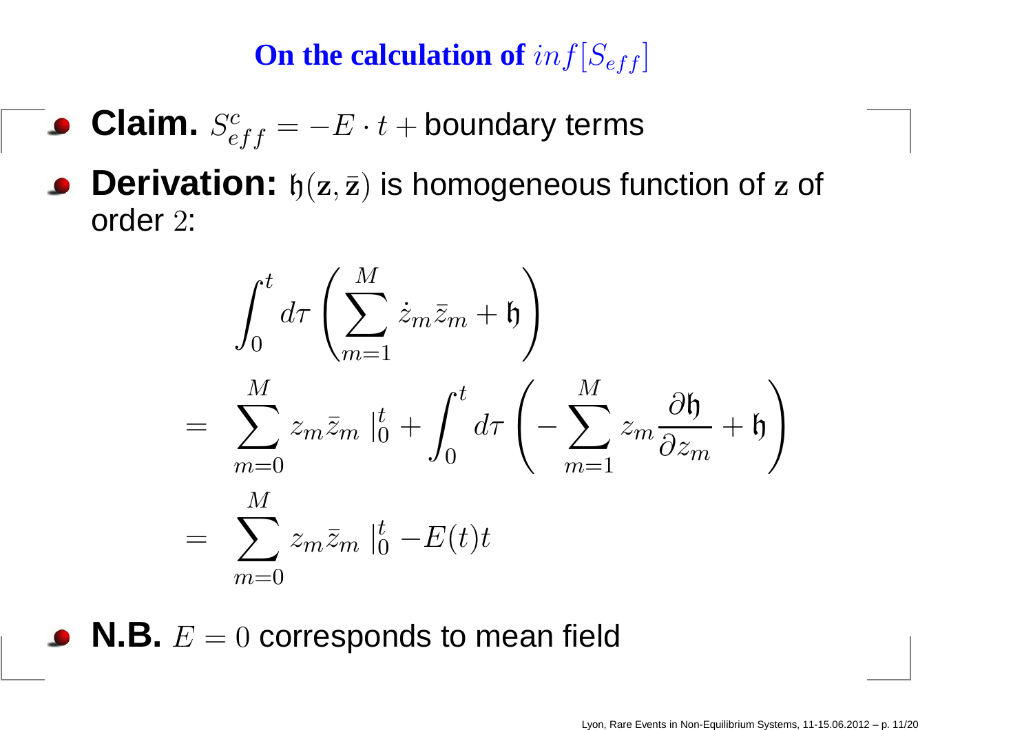## On the calculation of $inf[S_{eff}]$

- **Claim.** $S^c_{eff} = -E \cdot t +$ boundary terms
- **Derivation:** $\mathfrak{h}(\mathbf{z}, \bar{\mathbf{z}})$ is homogeneous function of $\mathbf{z}$ of order $2$:

$$
\begin{aligned}
& \int_0^t d\tau \left( \sum_{m=1}^{M} \dot{z}_m \bar{z}_m + \mathfrak{h} \right) \\
= \; & \sum_{m=0}^{M} z_m \bar{z}_m \,|_0^t + \int_0^t d\tau \left( - \sum_{m=1}^{M} z_m \frac{\partial \mathfrak{h}}{\partial z_m} + \mathfrak{h} \right) \\
= \; & \sum_{m=0}^{M} z_m \bar{z}_m \,|_0^t - E(t) t
\end{aligned}
$$

- **N.B.** $E = 0$ corresponds to mean field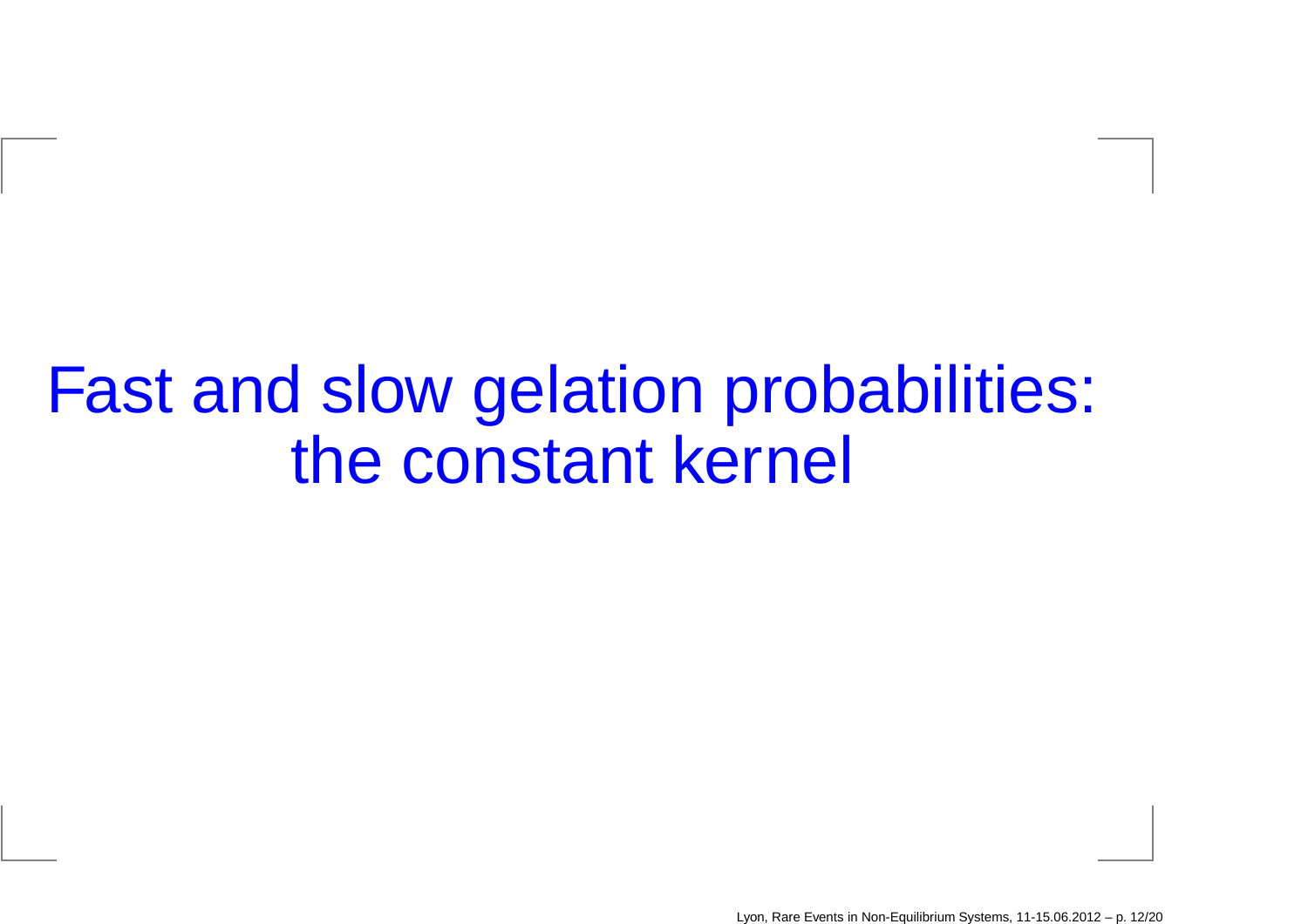# Fast and slow gelation probabilities: the constant kernel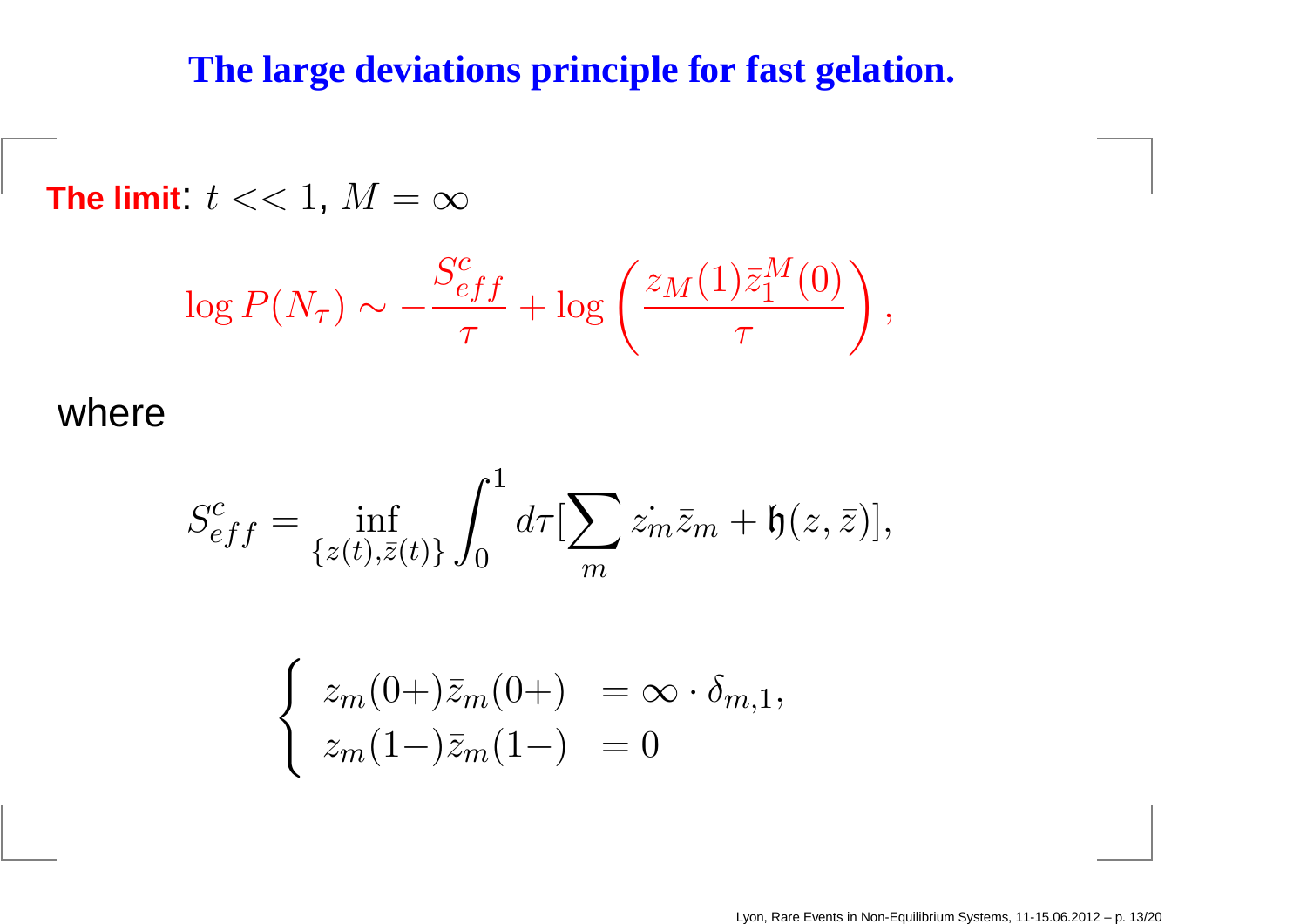# The large deviations principle for fast gelation.

**The limit**: $t << 1$, $M = \infty$

$$\log P(N_\tau) \sim -\frac{S^c_{eff}}{\tau} + \log\left(\frac{z_M(1)\bar{z}_1^M(0)}{\tau}\right),$$

where

$$S^c_{eff} = \inf_{\{z(t),\bar{z}(t)\}} \int_0^1 d\tau \left[\sum_m \dot{z_m}\bar{z}_m + \mathfrak{h}(z,\bar{z})\right],$$

$$\begin{cases} z_m(0+)\bar{z}_m(0+) & = \infty \cdot \delta_{m,1}, \\ z_m(1-)\bar{z}_m(1-) & = 0 \end{cases}$$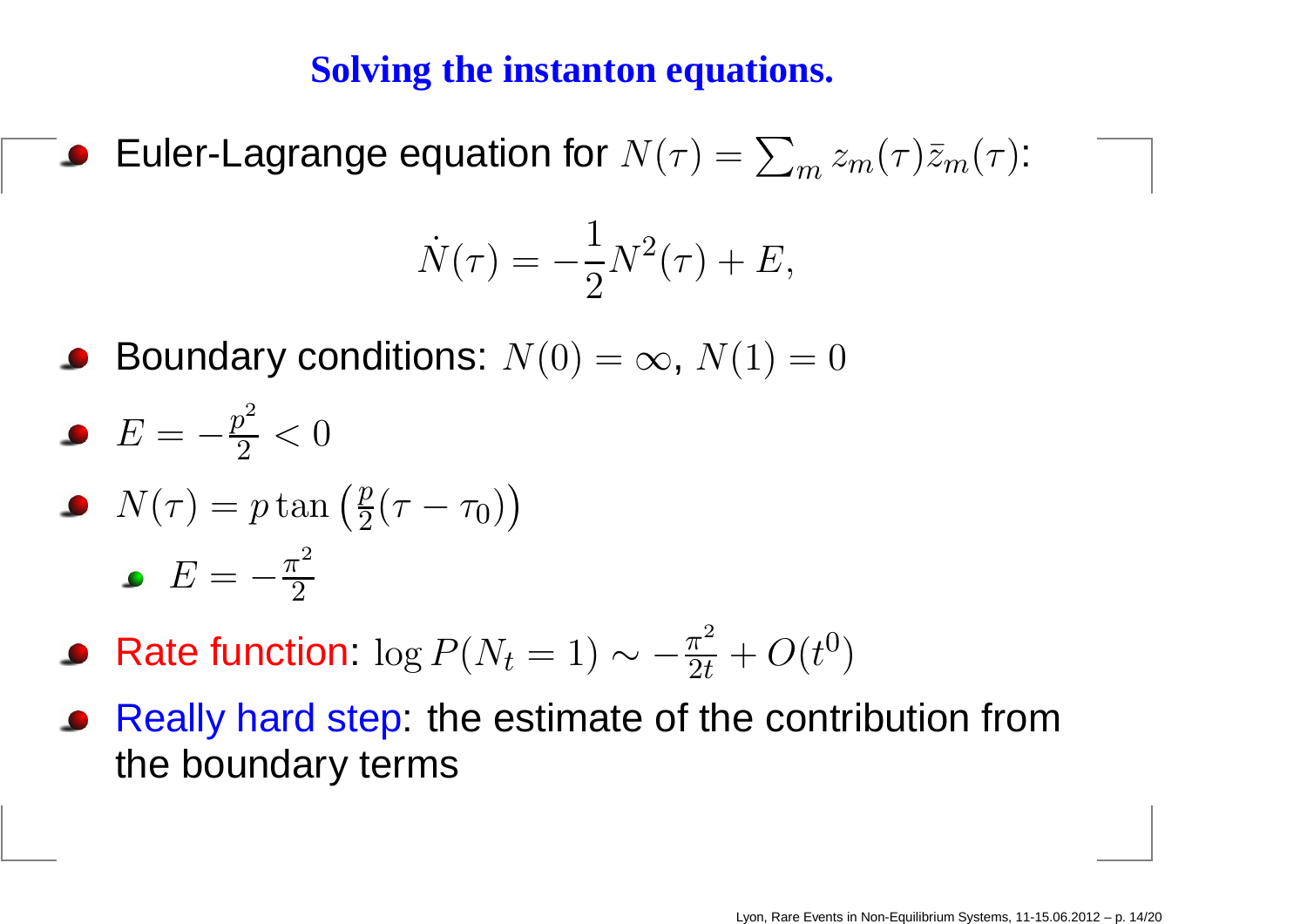# Solving the instanton equations.

- Euler-Lagrange equation for $N(\tau) = \sum_m z_m(\tau)\bar{z}_m(\tau)$:

$$\dot{N}(\tau) = -\frac{1}{2}N^2(\tau) + E,$$

- Boundary conditions: $N(0) = \infty$, $N(1) = 0$
- $E = -\frac{p^2}{2} < 0$
- $N(\tau) = p\tan\left(\frac{p}{2}(\tau - \tau_0)\right)$
  - $E = -\frac{\pi^2}{2}$
- Rate function: $\log P(N_t = 1) \sim -\frac{\pi^2}{2t} + O(t^0)$
- Really hard step: the estimate of the contribution from the boundary terms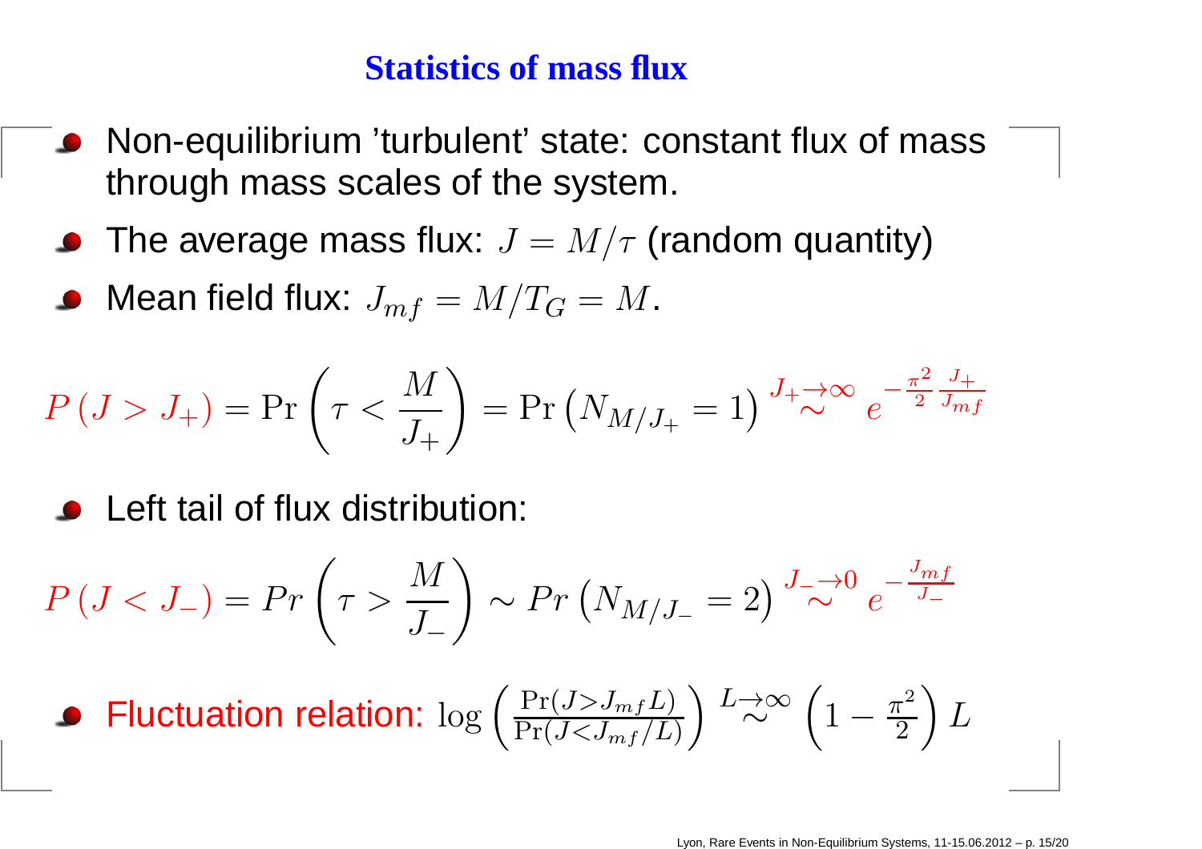# Statistics of mass flux

- Non-equilibrium 'turbulent' state: constant flux of mass through mass scales of the system.
- The average mass flux: $J = M/\tau$ (random quantity)
- Mean field flux: $J_{mf} = M/T_G = M$.

$$P\left(J > J_+\right) = \Pr\left(\tau < \frac{M}{J_+}\right) = \Pr\left(N_{M/J_+} = 1\right) \overset{J_+ \to \infty}{\sim} e^{-\frac{\pi^2}{2}\frac{J_+}{J_{mf}}}$$

- Left tail of flux distribution:

$$P\left(J < J_-\right) = Pr\left(\tau > \frac{M}{J_-}\right) \sim Pr\left(N_{M/J_-} = 2\right) \overset{J_- \to 0}{\sim} e^{-\frac{J_{mf}}{J_-}}$$

- Fluctuation relation: $\log\left(\frac{\Pr(J > J_{mf} L)}{\Pr(J < J_{mf}/L)}\right) \overset{L \to \infty}{\sim} \left(1 - \frac{\pi^2}{2}\right) L$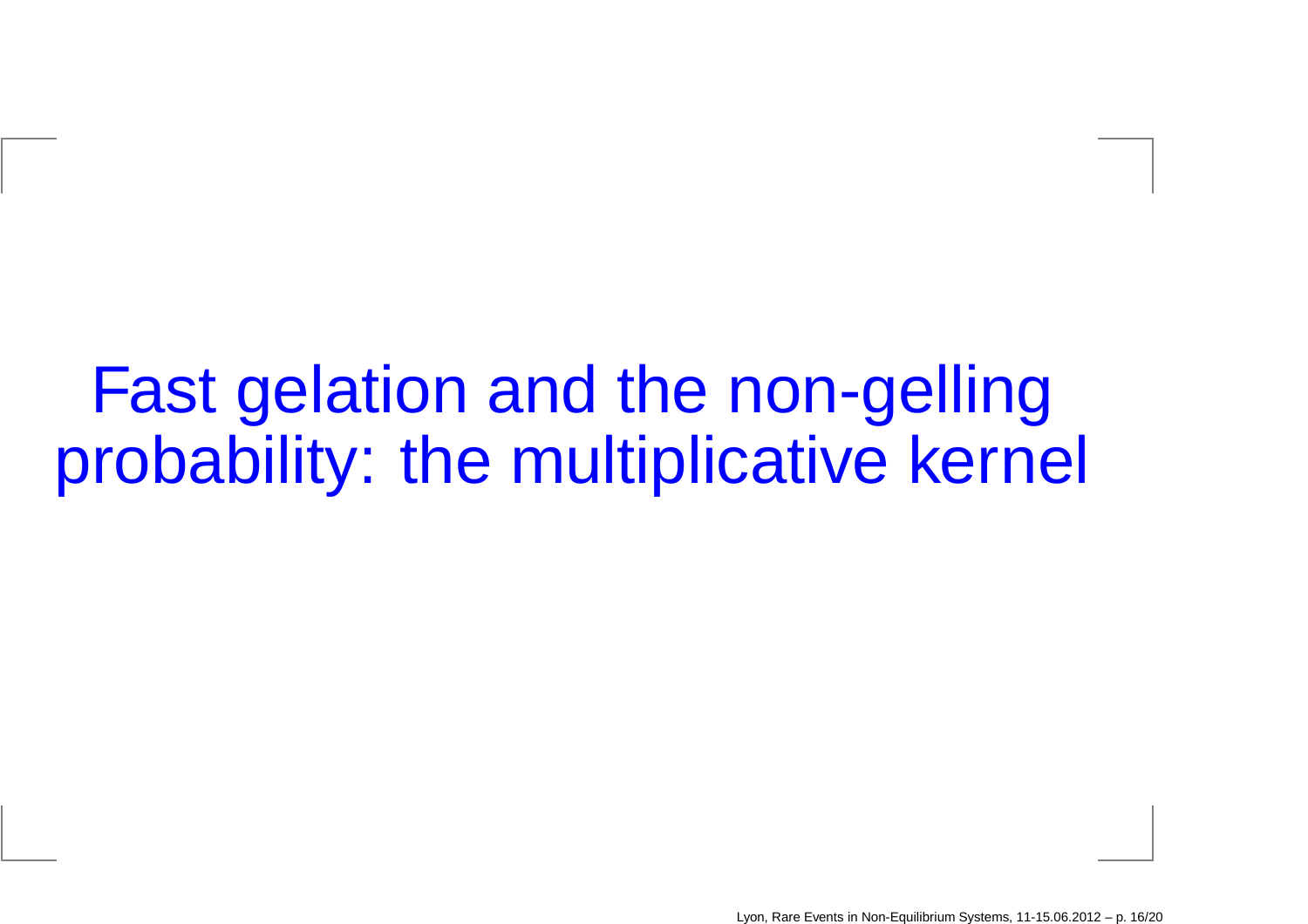# Fast gelation and the non-gelling probability: the multiplicative kernel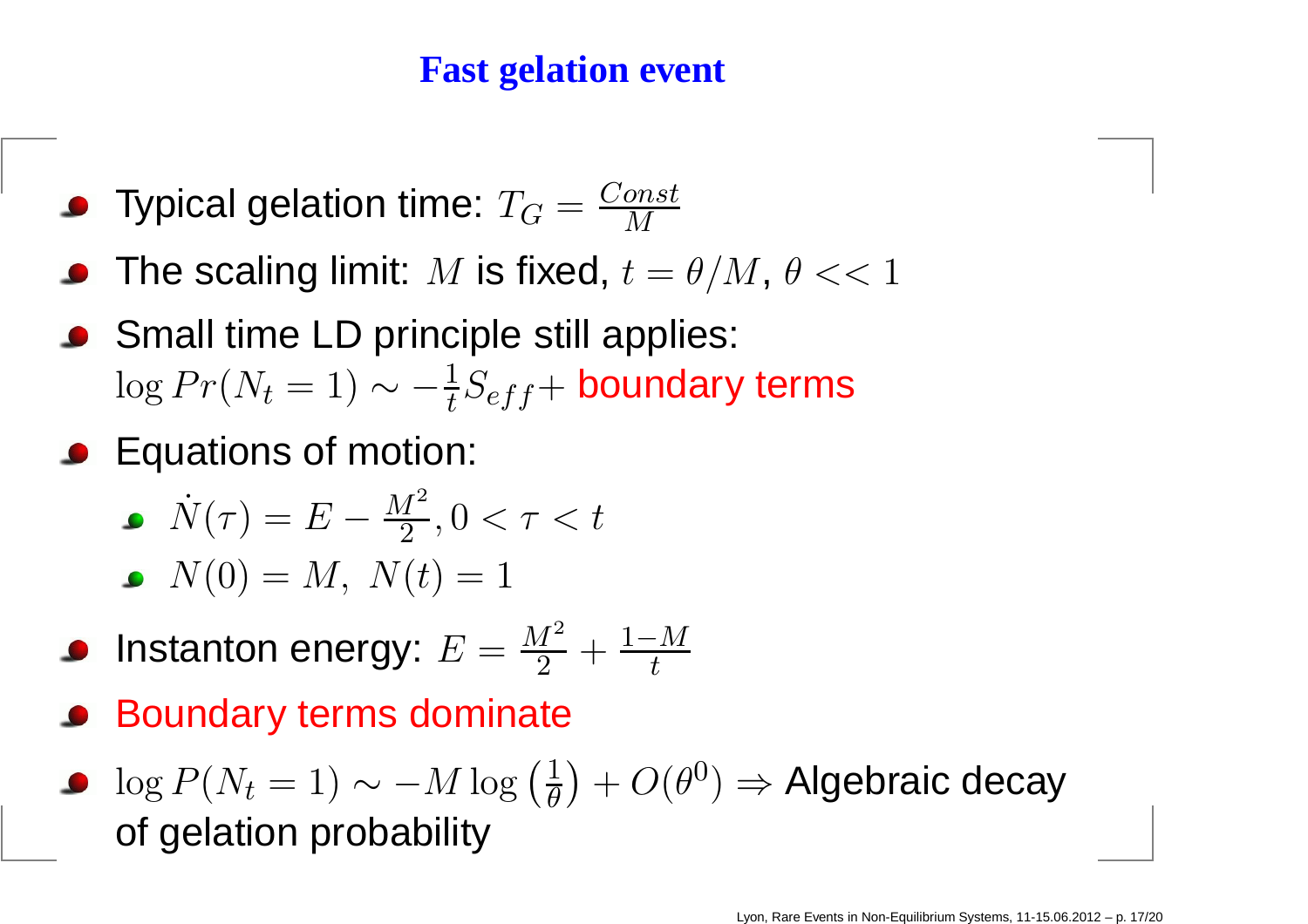## Fast gelation event

- Typical gelation time: $T_G = \frac{Const}{M}$
- The scaling limit: $M$ is fixed, $t = \theta/M$, $\theta << 1$
- Small time LD principle still applies: $\log Pr(N_t = 1) \sim -\frac{1}{t} S_{eff} +$ boundary terms
- Equations of motion:
  - $\dot{N}(\tau) = E - \frac{M^2}{2}, 0 < \tau < t$
  - $N(0) = M,\ N(t) = 1$
- Instanton energy: $E = \frac{M^2}{2} + \frac{1-M}{t}$
- Boundary terms dominate
- $\log P(N_t = 1) \sim -M \log\left(\frac{1}{\theta}\right) + O(\theta^0) \Rightarrow$ Algebraic decay of gelation probability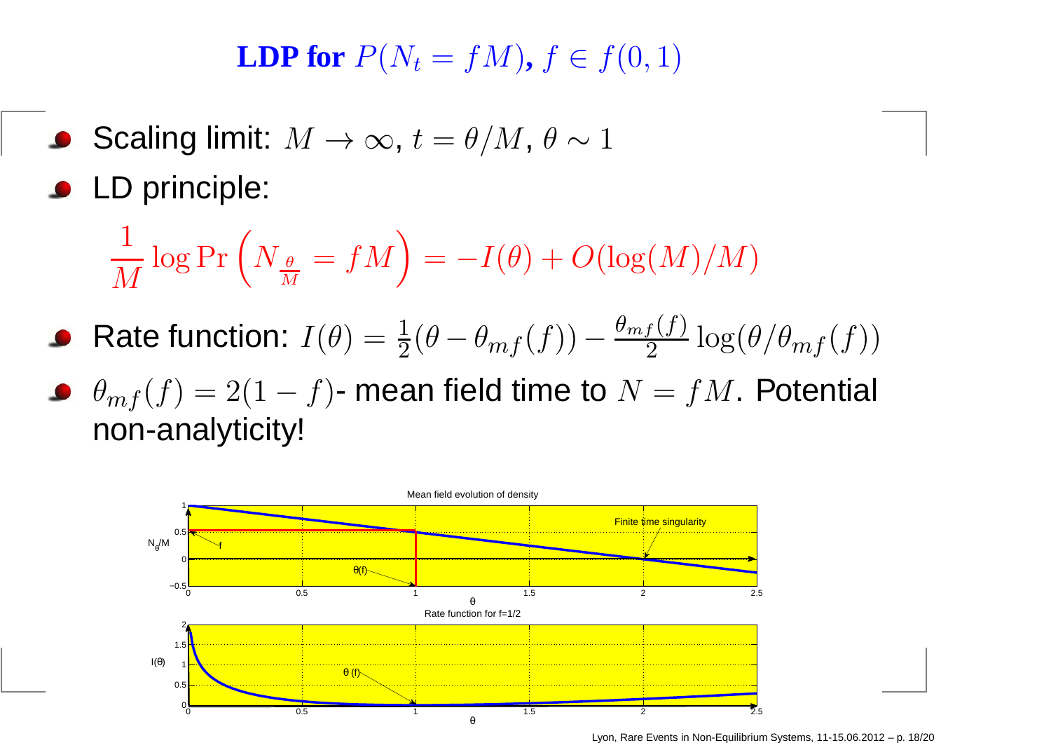# LDP for $P(N_t = fM)$, $f \in f(0,1)$

- Scaling limit: $M \to \infty$, $t = \theta/M$, $\theta \sim 1$
- LD principle:

$$\frac{1}{M} \log \Pr \left( N_{\frac{\theta}{M}} = fM \right) = -I(\theta) + O(\log(M)/M)$$

- Rate function: $I(\theta) = \frac{1}{2}(\theta - \theta_{mf}(f)) - \frac{\theta_{mf}(f)}{2} \log(\theta/\theta_{mf}(f))$
- $\theta_{mf}(f) = 2(1-f)$- mean field time to $N = fM$. Potential non-analyticity!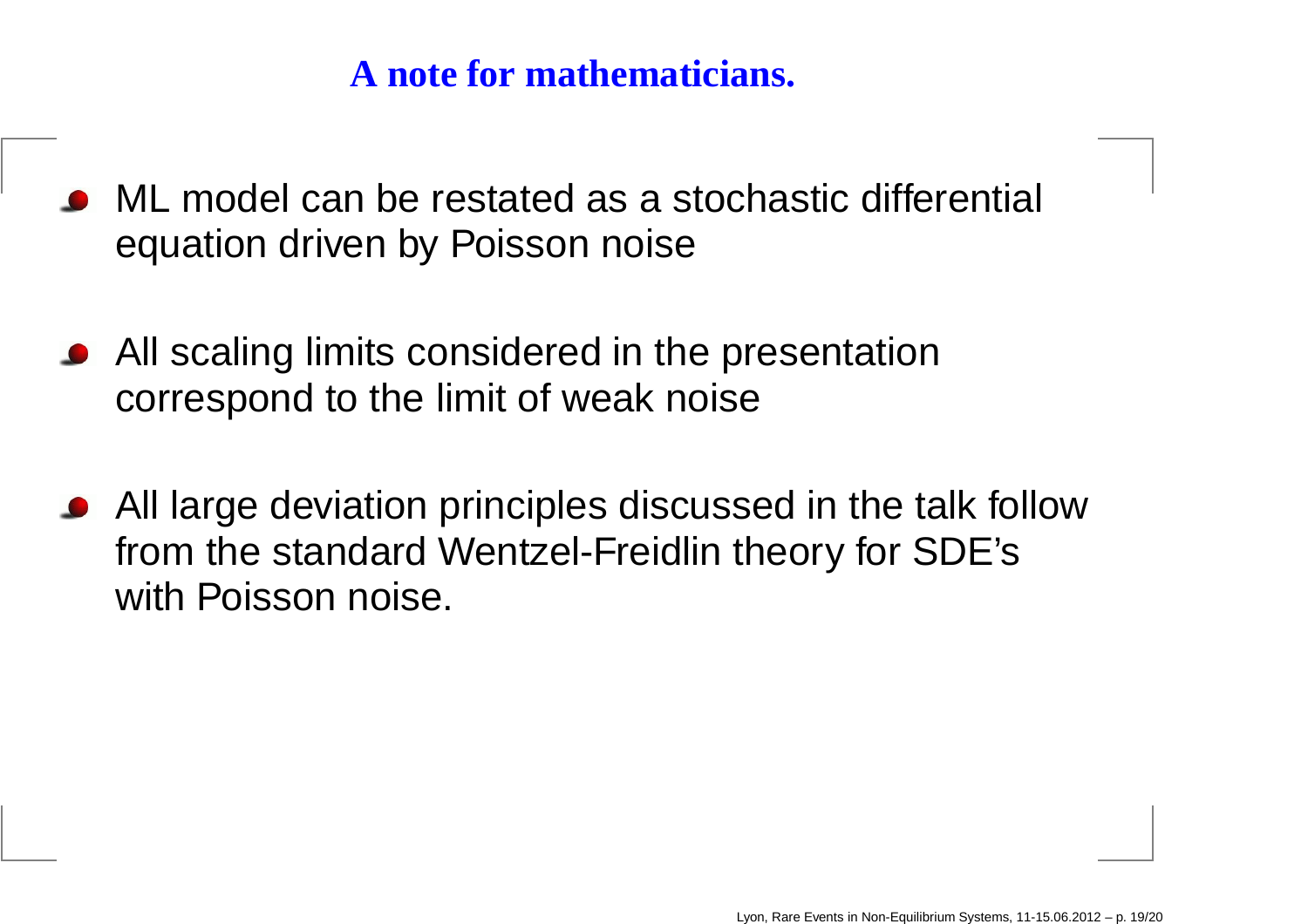## A note for mathematicians.

- ML model can be restated as a stochastic differential equation driven by Poisson noise
- All scaling limits considered in the presentation correspond to the limit of weak noise
- All large deviation principles discussed in the talk follow from the standard Wentzel-Freidlin theory for SDE's with Poisson noise.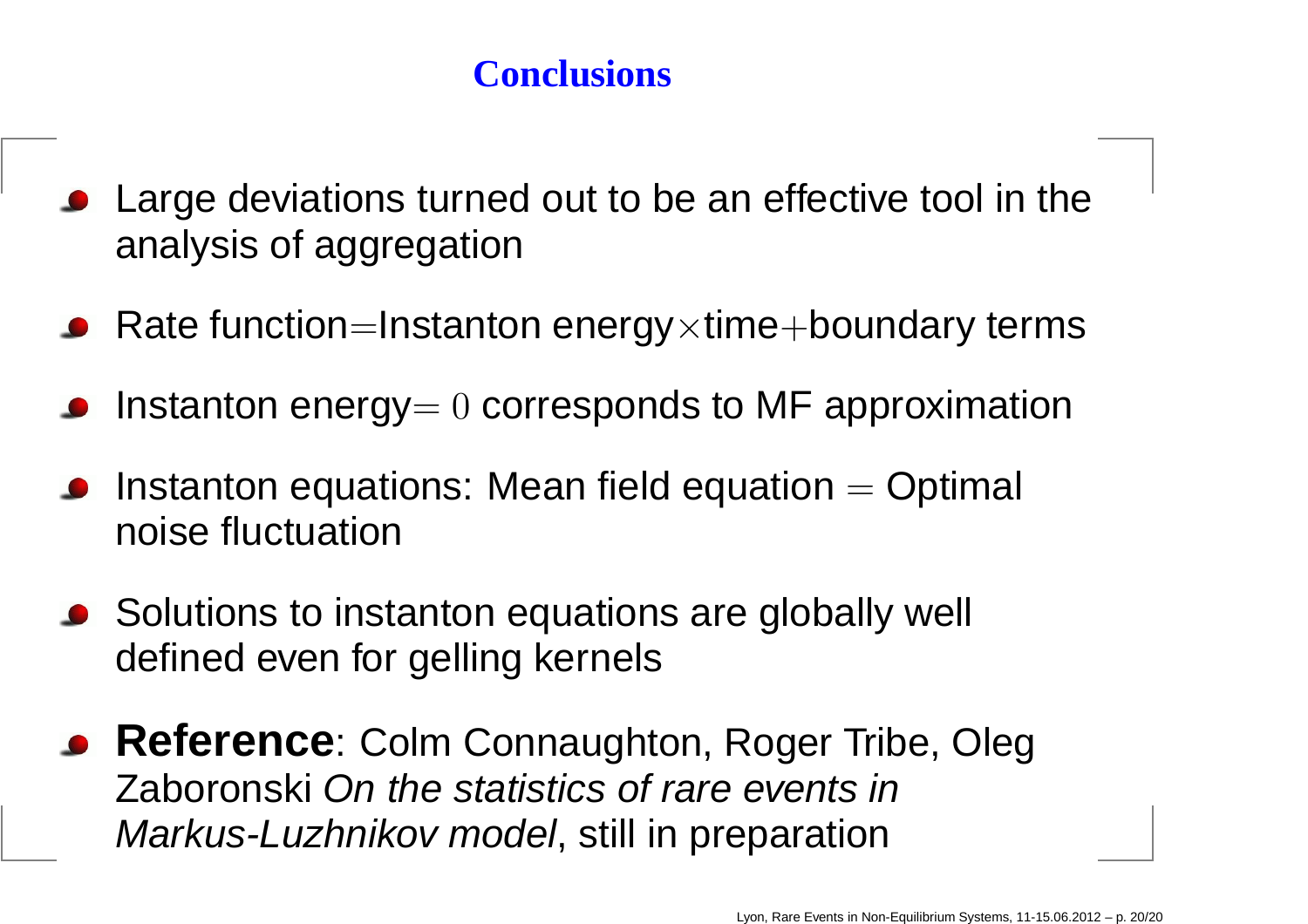# Conclusions

- Large deviations turned out to be an effective tool in the analysis of aggregation
- Rate function$=$Instanton energy$\times$time$+$boundary terms
- Instanton energy$= 0$ corresponds to MF approximation
- Instanton equations: Mean field equation $=$ Optimal noise fluctuation
- Solutions to instanton equations are globally well defined even for gelling kernels
- **Reference**: Colm Connaughton, Roger Tribe, Oleg Zaboronski *On the statistics of rare events in Markus-Luzhnikov model*, still in preparation